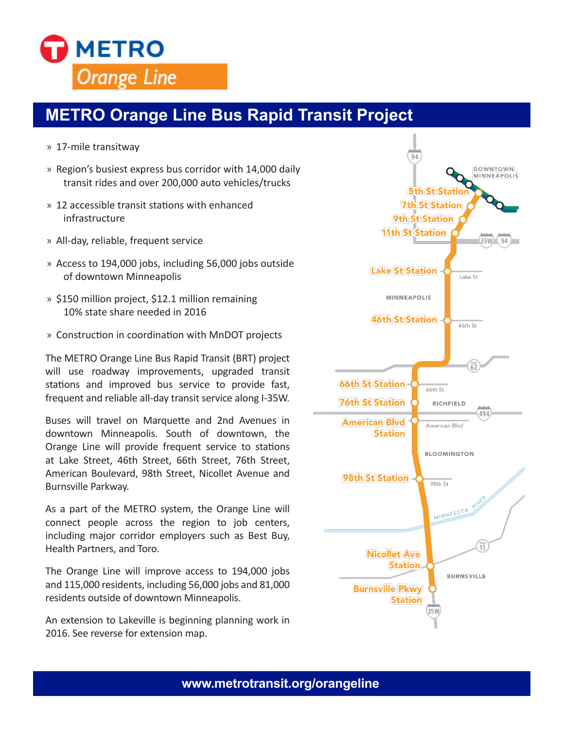# METRO Orange Line

## METRO Orange Line Bus Rapid Transit Project

- 17-mile transitway
- Region's busiest express bus corridor with 14,000 daily transit rides and over 200,000 auto vehicles/trucks
- 12 accessible transit stations with enhanced infrastructure
- All-day, reliable, frequent service
- Access to 194,000 jobs, including 56,000 jobs outside of downtown Minneapolis
- $150 million project, $12.1 million remaining 10% state share needed in 2016
- Construction in coordination with MnDOT projects

The METRO Orange Line Bus Rapid Transit (BRT) project will use roadway improvements, upgraded transit stations and improved bus service to provide fast, frequent and reliable all-day transit service along I-35W.

Buses will travel on Marquette and 2nd Avenues in downtown Minneapolis. South of downtown, the Orange Line will provide frequent service to stations at Lake Street, 46th Street, 66th Street, 76th Street, American Boulevard, 98th Street, Nicollet Avenue and Burnsville Parkway.

As a part of the METRO system, the Orange Line will connect people across the region to job centers, including major corridor employers such as Best Buy, Health Partners, and Toro.

The Orange Line will improve access to 194,000 jobs and 115,000 residents, including 56,000 jobs and 81,000 residents outside of downtown Minneapolis.

An extension to Lakeville is beginning planning work in 2016. See reverse for extension map.

www.metrotransit.org/orangeline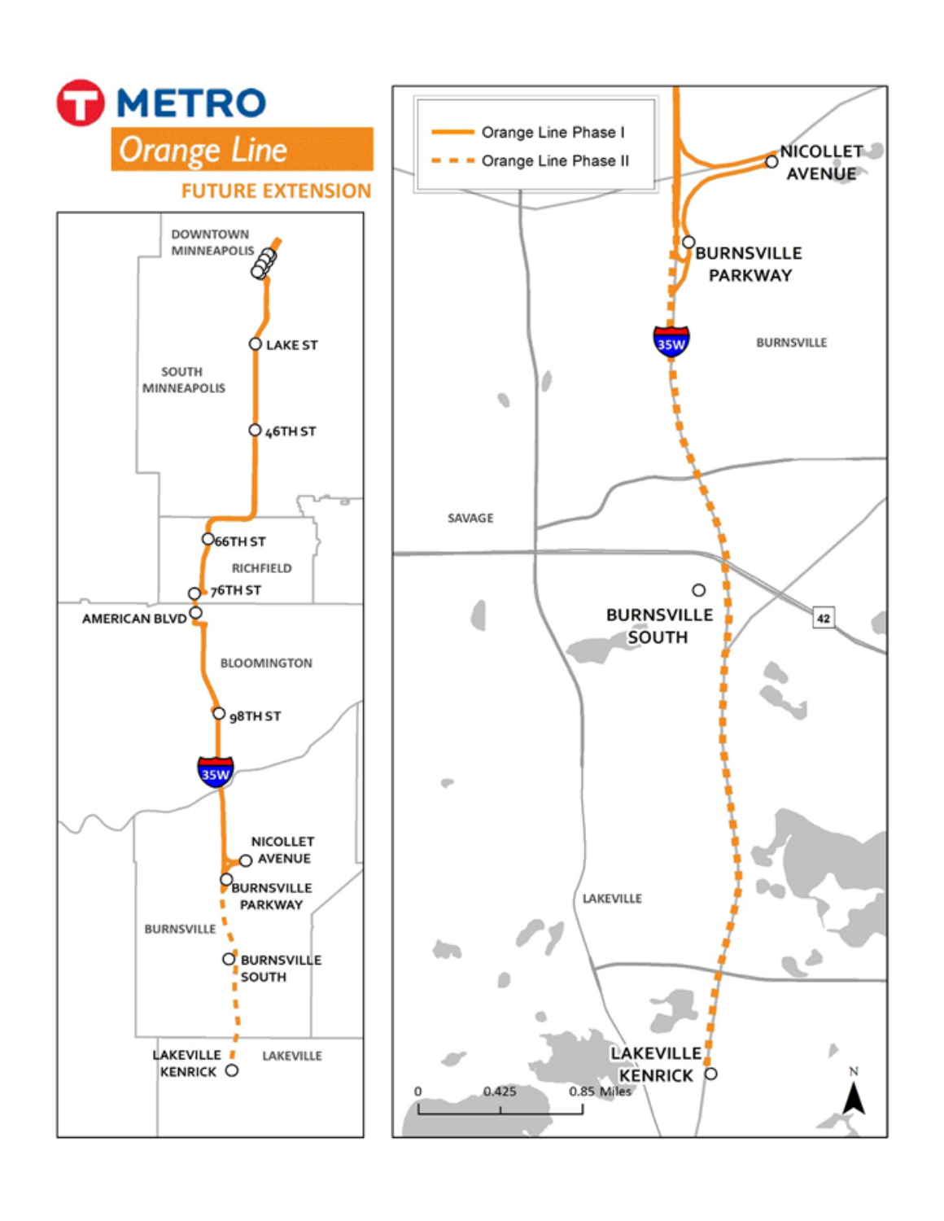# METRO Orange Line

## FUTURE EXTENSION

DOWNTOWN MINNEAPOLIS

LAKE ST

SOUTH MINNEAPOLIS

46TH ST

66TH ST

RICHFIELD

76TH ST

AMERICAN BLVD

BLOOMINGTON

98TH ST

35W

NICOLLET AVENUE

BURNSVILLE PARKWAY

BURNSVILLE

BURNSVILLE SOUTH

LAKEVILLE KENRICK

LAKEVILLE

Orange Line Phase I

Orange Line Phase II

NICOLLET AVENUE

BURNSVILLE PARKWAY

35W

BURNSVILLE

SAVAGE

BURNSVILLE SOUTH

42

LAKEVILLE

LAKEVILLE KENRICK

0 0.425 0.85 Miles

N